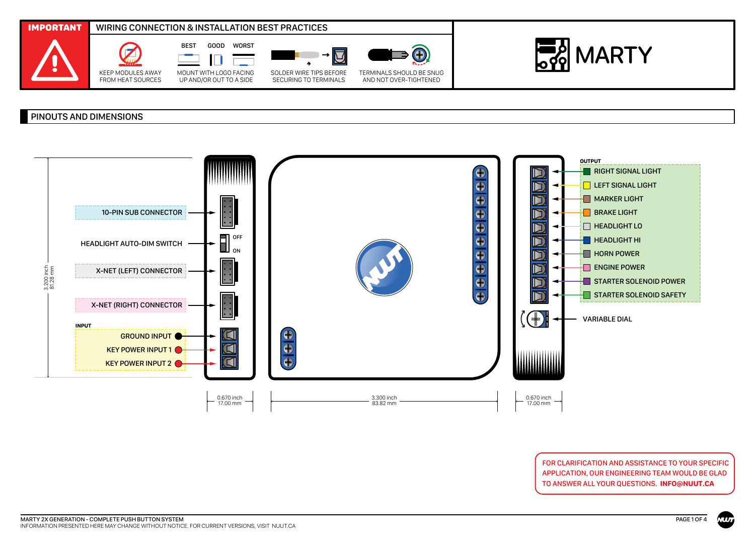# MARTY

## IMPORTANT — WIRING CONNECTION & INSTALLATION BEST PRACTICES

- KEEP MODULES AWAY FROM HEAT SOURCES
- MOUNT WITH LOGO FACING UP AND/OR OUT TO A SIDE (BEST / GOOD / WORST)
- SOLDER WIRE TIPS BEFORE SECURING TO TERMINALS
- TERMINALS SHOULD BE SNUG AND NOT OVER-TIGHTENED

## PINOUTS AND DIMENSIONS

- 10-PIN SUB CONNECTOR
- HEADLIGHT AUTO-DIM SWITCH (OFF / ON)
- X-NET (LEFT) CONNECTOR
- X-NET (RIGHT) CONNECTOR

**INPUT**

- GROUND INPUT
- KEY POWER INPUT 1
- KEY POWER INPUT 2

**OUTPUT**

- RIGHT SIGNAL LIGHT
- LEFT SIGNAL LIGHT
- MARKER LIGHT
- BRAKE LIGHT
- HEADLIGHT LO
- HEADLIGHT HI
- HORN POWER
- ENGINE POWER
- STARTER SOLENOID POWER
- STARTER SOLENOID SAFETY

VARIABLE DIAL

Dimensions: 3.200 inch / 81.28 mm (height); 0.670 inch / 17.00 mm; 3.300 inch / 83.82 mm; 0.670 inch / 17.00 mm

FOR CLARIFICATION AND ASSISTANCE TO YOUR SPECIFIC APPLICATION, OUR ENGINEERING TEAM WOULD BE GLAD TO ANSWER ALL YOUR QUESTIONS. **INFO@NUUT.CA**

MARTY 2X GENERATION - COMPLETE PUSH BUTTON SYSTEM
INFORMATION PRESENTED HERE MAY CHANGE WITHOUT NOTICE. FOR CURRENT VERSIONS, VISIT NUUT.CA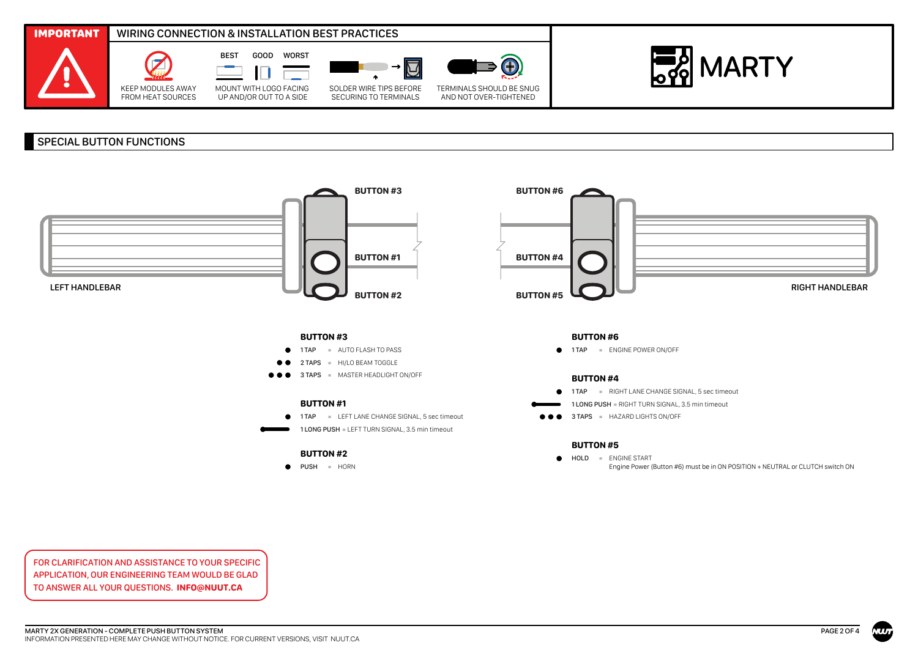## IMPORTANT — WIRING CONNECTION & INSTALLATION BEST PRACTICES

- KEEP MODULES AWAY FROM HEAT SOURCES
- BEST / GOOD / WORST — MOUNT WITH LOGO FACING UP AND/OR OUT TO A SIDE
- SOLDER WIRE TIPS BEFORE SECURING TO TERMINALS
- TERMINALS SHOULD BE SNUG AND NOT OVER-TIGHTENED

MARTY

## SPECIAL BUTTON FUNCTIONS

LEFT HANDLEBAR: BUTTON #3, BUTTON #1, BUTTON #2

RIGHT HANDLEBAR: BUTTON #6, BUTTON #4, BUTTON #5

### BUTTON #3

- 1 TAP = AUTO FLASH TO PASS
- 2 TAPS = HI/LO BEAM TOGGLE
- 3 TAPS = MASTER HEADLIGHT ON/OFF

### BUTTON #1

- 1 TAP = LEFT LANE CHANGE SIGNAL, 5 sec timeout
- 1 LONG PUSH = LEFT TURN SIGNAL, 3.5 min timeout

### BUTTON #2

- PUSH = HORN

### BUTTON #6

- 1 TAP = ENGINE POWER ON/OFF

### BUTTON #4

- 1 TAP = RIGHT LANE CHANGE SIGNAL, 5 sec timeout
- 1 LONG PUSH = RIGHT TURN SIGNAL, 3.5 min timeout
- 3 TAPS = HAZARD LIGHTS ON/OFF

### BUTTON #5

- HOLD = ENGINE START
  Engine Power (Button #6) must be in ON POSITION + NEUTRAL or CLUTCH switch ON

FOR CLARIFICATION AND ASSISTANCE TO YOUR SPECIFIC APPLICATION, OUR ENGINEERING TEAM WOULD BE GLAD TO ANSWER ALL YOUR QUESTIONS. **INFO@NUUT.CA**

MARTY 2X GENERATION - COMPLETE PUSH BUTTON SYSTEM
INFORMATION PRESENTED HERE MAY CHANGE WITHOUT NOTICE. FOR CURRENT VERSIONS, VISIT NUUT.CA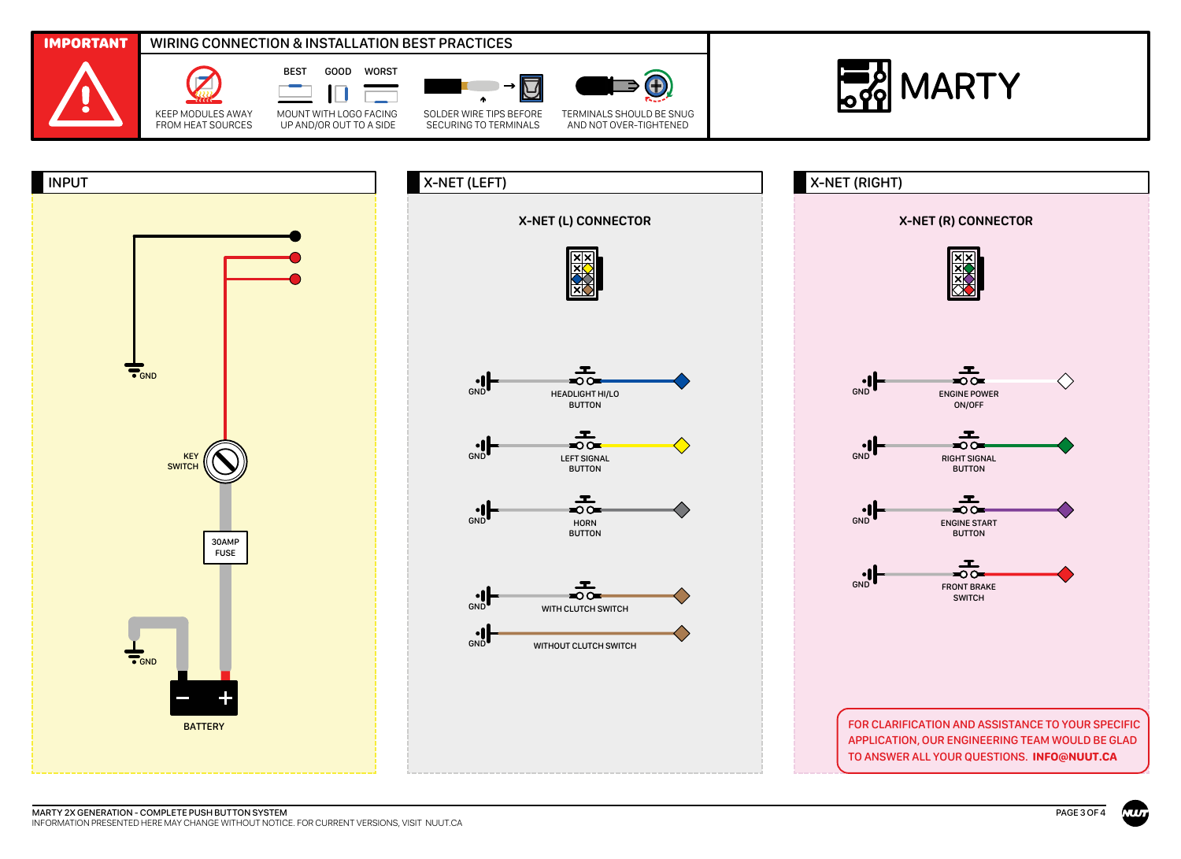**IMPORTANT** — WIRING CONNECTION & INSTALLATION BEST PRACTICES

- KEEP MODULES AWAY FROM HEAT SOURCES
- MOUNT WITH LOGO FACING UP AND/OR OUT TO A SIDE (BEST / GOOD / WORST)
- SOLDER WIRE TIPS BEFORE SECURING TO TERMINALS
- TERMINALS SHOULD BE SNUG AND NOT OVER-TIGHTENED

# MARTY

## INPUT

- GND
- KEY SWITCH
- 30AMP FUSE
- GND
- BATTERY

## X-NET (LEFT)

### X-NET (L) CONNECTOR

- GND — HEADLIGHT HI/LO BUTTON
- GND — LEFT SIGNAL BUTTON
- GND — HORN BUTTON
- GND — WITH CLUTCH SWITCH
- GND — WITHOUT CLUTCH SWITCH

## X-NET (RIGHT)

### X-NET (R) CONNECTOR

- GND — ENGINE POWER ON/OFF
- GND — RIGHT SIGNAL BUTTON
- GND — ENGINE START BUTTON
- GND — FRONT BRAKE SWITCH

FOR CLARIFICATION AND ASSISTANCE TO YOUR SPECIFIC APPLICATION, OUR ENGINEERING TEAM WOULD BE GLAD TO ANSWER ALL YOUR QUESTIONS. **INFO@NUUT.CA**

MARTY 2X GENERATION - COMPLETE PUSH BUTTON SYSTEM
INFORMATION PRESENTED HERE MAY CHANGE WITHOUT NOTICE. FOR CURRENT VERSIONS, VISIT NUUT.CA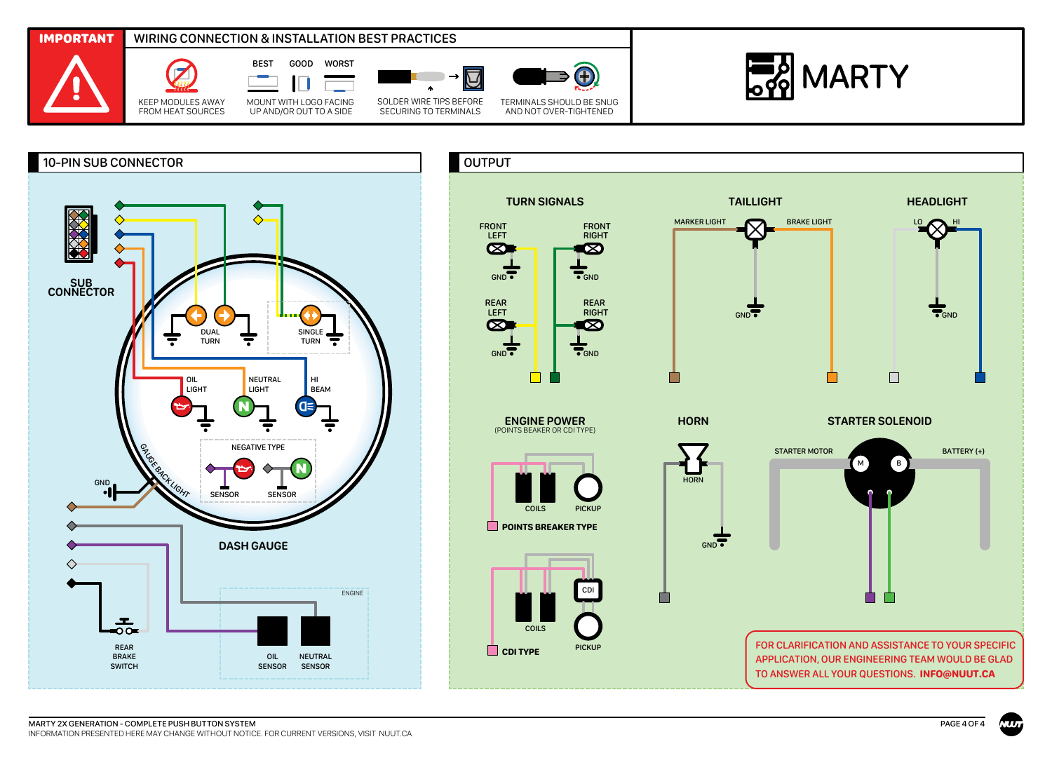MARTY

## IMPORTANT

### WIRING CONNECTION & INSTALLATION BEST PRACTICES

KEEP MODULES AWAY FROM HEAT SOURCES

BEST GOOD WORST

MOUNT WITH LOGO FACING UP AND/OR OUT TO A SIDE

SOLDER WIRE TIPS BEFORE SECURING TO TERMINALS

TERMINALS SHOULD BE SNUG AND NOT OVER-TIGHTENED

## 10-PIN SUB CONNECTOR

SUB CONNECTOR

DUAL TURN

SINGLE TURN

OIL LIGHT

NEUTRAL LIGHT

HI BEAM

NEGATIVE TYPE

SENSOR

SENSOR

GAUGE BACK LIGHT

GND

DASH GAUGE

ENGINE

REAR BRAKE SWITCH

OIL SENSOR

NEUTRAL SENSOR

## OUTPUT

### TURN SIGNALS

FRONT LEFT

FRONT RIGHT

GND

GND

REAR LEFT

REAR RIGHT

GND

GND

### TAILLIGHT

MARKER LIGHT

BRAKE LIGHT

GND

### HEADLIGHT

LO

HI

GND

### ENGINE POWER

(POINTS BEAKER OR CDI TYPE)

COILS

PICKUP

**POINTS BREAKER TYPE**

CDI

COILS

PICKUP

**CDI TYPE**

### HORN

HORN

GND

### STARTER SOLENOID

STARTER MOTOR

BATTERY (+)

M

B

FOR CLARIFICATION AND ASSISTANCE TO YOUR SPECIFIC APPLICATION, OUR ENGINEERING TEAM WOULD BE GLAD TO ANSWER ALL YOUR QUESTIONS. **INFO@NUUT.CA**

MARTY 2X GENERATION - COMPLETE PUSH BUTTON SYSTEM

INFORMATION PRESENTED HERE MAY CHANGE WITHOUT NOTICE. FOR CURRENT VERSIONS, VISIT NUUT.CA